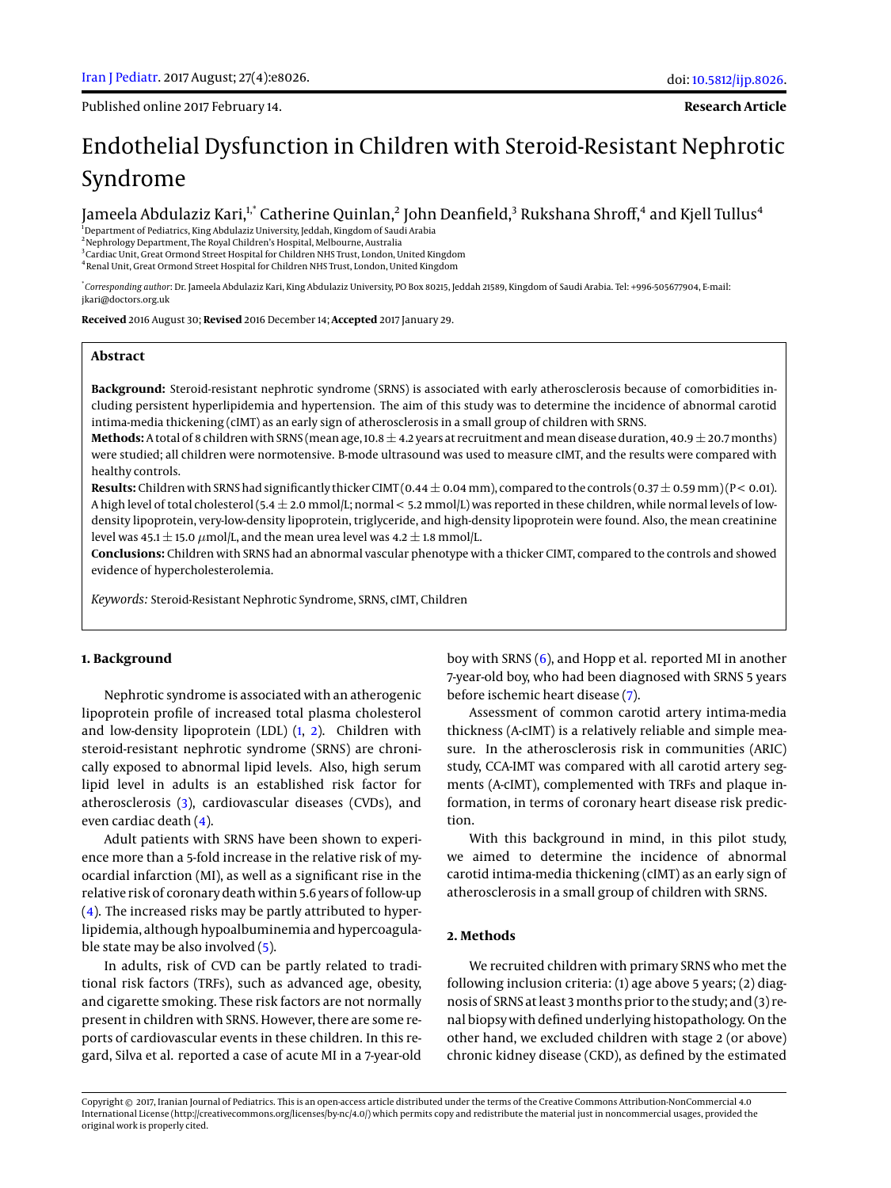Published online 2017 February 14.

**Research Article**

# Endothelial Dysfunction in Children with Steroid-Resistant Nephrotic Syndrome

Jameela Abdulaziz Kari,[1,*] Catherine Quinlan,[2] John Deanfield,[3] Rukshana Shroff,[4] and Kjell Tullus[4]

[1]Department of Pediatrics, King Abdulaziz University, Jeddah, Kingdom of Saudi Arabia
[2]Nephrology Department, The Royal Children's Hospital, Melbourne, Australia
[3]Cardiac Unit, Great Ormond Street Hospital for Children NHS Trust, London, United Kingdom
[4]Renal Unit, Great Ormond Street Hospital for Children NHS Trust, London, United Kingdom

[*]*Corresponding author*: Dr. Jameela Abdulaziz Kari, King Abdulaziz University, PO Box 80215, Jeddah 21589, Kingdom of Saudi Arabia. Tel: +996-505677904, E-mail: jkari@doctors.org.uk

**Received** 2016 August 30; **Revised** 2016 December 14; **Accepted** 2017 January 29.

## Abstract

**Background:** Steroid-resistant nephrotic syndrome (SRNS) is associated with early atherosclerosis because of comorbidities including persistent hyperlipidemia and hypertension. The aim of this study was to determine the incidence of abnormal carotid intima-media thickening (cIMT) as an early sign of atherosclerosis in a small group of children with SRNS.

**Methods:** A total of 8 children with SRNS (mean age, 10.8 ± 4.2 years at recruitment and mean disease duration, 40.9 ± 20.7 months) were studied; all children were normotensive. B-mode ultrasound was used to measure cIMT, and the results were compared with healthy controls.

**Results:** Children with SRNS had significantly thicker CIMT (0.44 ± 0.04 mm), compared to the controls (0.37 ± 0.59 mm) (P < 0.01). A high level of total cholesterol (5.4 ± 2.0 mmol/L; normal < 5.2 mmol/L) was reported in these children, while normal levels of low-density lipoprotein, very-low-density lipoprotein, triglyceride, and high-density lipoprotein were found. Also, the mean creatinine level was 45.1 ± 15.0 $\mu$mol/L, and the mean urea level was 4.2 ± 1.8 mmol/L.

**Conclusions:** Children with SRNS had an abnormal vascular phenotype with a thicker CIMT, compared to the controls and showed evidence of hypercholesterolemia.

*Keywords:* Steroid-Resistant Nephrotic Syndrome, SRNS, cIMT, Children

## 1. Background

Nephrotic syndrome is associated with an atherogenic lipoprotein profile of increased total plasma cholesterol and low-density lipoprotein (LDL) (1, 2). Children with steroid-resistant nephrotic syndrome (SRNS) are chronically exposed to abnormal lipid levels. Also, high serum lipid level in adults is an established risk factor for atherosclerosis (3), cardiovascular diseases (CVDs), and even cardiac death (4).

Adult patients with SRNS have been shown to experience more than a 5-fold increase in the relative risk of myocardial infarction (MI), as well as a significant rise in the relative risk of coronary death within 5.6 years of follow-up (4). The increased risks may be partly attributed to hyperlipidemia, although hypoalbuminemia and hypercoagulable state may be also involved (5).

In adults, risk of CVD can be partly related to traditional risk factors (TRFs), such as advanced age, obesity, and cigarette smoking. These risk factors are not normally present in children with SRNS. However, there are some reports of cardiovascular events in these children. In this regard, Silva et al. reported a case of acute MI in a 7-year-old boy with SRNS (6), and Hopp et al. reported MI in another 7-year-old boy, who had been diagnosed with SRNS 5 years before ischemic heart disease (7).

Assessment of common carotid artery intima-media thickness (A-cIMT) is a relatively reliable and simple measure. In the atherosclerosis risk in communities (ARIC) study, CCA-IMT was compared with all carotid artery segments (A-cIMT), complemented with TRFs and plaque information, in terms of coronary heart disease risk prediction.

With this background in mind, in this pilot study, we aimed to determine the incidence of abnormal carotid intima-media thickening (cIMT) as an early sign of atherosclerosis in a small group of children with SRNS.

## 2. Methods

We recruited children with primary SRNS who met the following inclusion criteria: (1) age above 5 years; (2) diagnosis of SRNS at least 3 months prior to the study; and (3) renal biopsy with defined underlying histopathology. On the other hand, we excluded children with stage 2 (or above) chronic kidney disease (CKD), as defined by the estimated

Copyright © 2017, Iranian Journal of Pediatrics. This is an open-access article distributed under the terms of the Creative Commons Attribution-NonCommercial 4.0 International License (http://creativecommons.org/licenses/by-nc/4.0/) which permits copy and redistribute the material just in noncommercial usages, provided the original work is properly cited.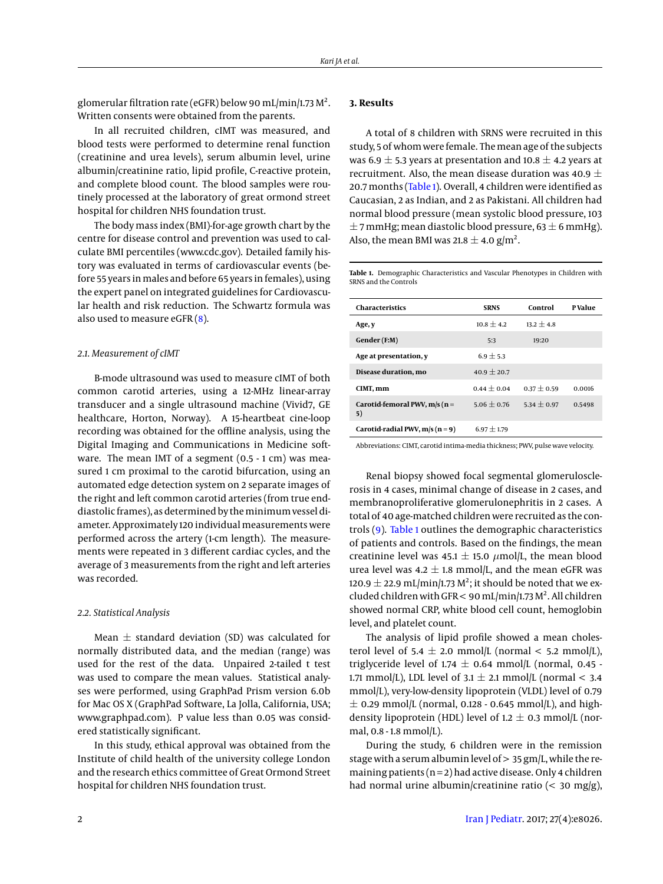glomerular filtration rate (eGFR) below 90 mL/min/1.73 $M^2$. Written consents were obtained from the parents.

In all recruited children, cIMT was measured, and blood tests were performed to determine renal function (creatinine and urea levels), serum albumin level, urine albumin/creatinine ratio, lipid profile, C-reactive protein, and complete blood count. The blood samples were routinely processed at the laboratory of great ormond street hospital for children NHS foundation trust.

The body mass index (BMI)-for-age growth chart by the centre for disease control and prevention was used to calculate BMI percentiles (www.cdc.gov). Detailed family history was evaluated in terms of cardiovascular events (before 55 years in males and before 65 years in females), using the expert panel on integrated guidelines for Cardiovascular health and risk reduction. The Schwartz formula was also used to measure eGFR (8).

### 2.1. Measurement of cIMT

B-mode ultrasound was used to measure cIMT of both common carotid arteries, using a 12-MHz linear-array transducer and a single ultrasound machine (Vivid7, GE healthcare, Horton, Norway). A 15-heartbeat cine-loop recording was obtained for the offline analysis, using the Digital Imaging and Communications in Medicine software. The mean IMT of a segment (0.5 - 1 cm) was measured 1 cm proximal to the carotid bifurcation, using an automated edge detection system on 2 separate images of the right and left common carotid arteries (from true end-diastolic frames), as determined by the minimum vessel diameter. Approximately 120 individual measurements were performed across the artery (1-cm length). The measurements were repeated in 3 different cardiac cycles, and the average of 3 measurements from the right and left arteries was recorded.

### 2.2. Statistical Analysis

Mean ± standard deviation (SD) was calculated for normally distributed data, and the median (range) was used for the rest of the data. Unpaired 2-tailed t test was used to compare the mean values. Statistical analyses were performed, using GraphPad Prism version 6.0b for Mac OS X (GraphPad Software, La Jolla, California, USA; www.graphpad.com). P value less than 0.05 was considered statistically significant.

In this study, ethical approval was obtained from the Institute of child health of the university college London and the research ethics committee of Great Ormond Street hospital for children NHS foundation trust.

## 3. Results

A total of 8 children with SRNS were recruited in this study, 5 of whom were female. The mean age of the subjects was 6.9 ± 5.3 years at presentation and 10.8 ± 4.2 years at recruitment. Also, the mean disease duration was 40.9 ± 20.7 months (Table 1). Overall, 4 children were identified as Caucasian, 2 as Indian, and 2 as Pakistani. All children had normal blood pressure (mean systolic blood pressure, 103 ± 7 mmHg; mean diastolic blood pressure, 63 ± 6 mmHg). Also, the mean BMI was 21.8 ± 4.0 g/$m^2$.

**Table 1.** Demographic Characteristics and Vascular Phenotypes in Children with SRNS and the Controls

| Characteristics | SRNS | Control | P Value |
|---|---|---|---|
| Age, y | 10.8 ± 4.2 | 13.2 ± 4.8 | |
| Gender (F:M) | 5:3 | 19:20 | |
| Age at presentation, y | 6.9 ± 5.3 | | |
| Disease duration, mo | 40.9 ± 20.7 | | |
| CIMT, mm | 0.44 ± 0.04 | 0.37 ± 0.59 | 0.0016 |
| Carotid-femoral PWV, m/s (n = 5) | 5.06 ± 0.76 | 5.34 ± 0.97 | 0.5498 |
| Carotid-radial PWV, m/s (n = 9) | 6.97 ± 1.79 | | |

Abbreviations: CIMT, carotid intima-media thickness; PWV, pulse wave velocity.

Renal biopsy showed focal segmental glomerulosclerosis in 4 cases, minimal change of disease in 2 cases, and membranoproliferative glomerulonephritis in 2 cases. A total of 40 age-matched children were recruited as the controls (9). Table 1 outlines the demographic characteristics of patients and controls. Based on the findings, the mean creatinine level was 45.1 ± 15.0 μmol/L, the mean blood urea level was 4.2 ± 1.8 mmol/L, and the mean eGFR was 120.9 ± 22.9 mL/min/1.73 $M^2$; it should be noted that we excluded children with GFR < 90 mL/min/1.73 $M^2$. All children showed normal CRP, white blood cell count, hemoglobin level, and platelet count.

The analysis of lipid profile showed a mean cholesterol level of 5.4 ± 2.0 mmol/L (normal < 5.2 mmol/L), triglyceride level of 1.74 ± 0.64 mmol/L (normal, 0.45 - 1.71 mmol/L), LDL level of 3.1 ± 2.1 mmol/L (normal < 3.4 mmol/L), very-low-density lipoprotein (VLDL) level of 0.79 ± 0.29 mmol/L (normal, 0.128 - 0.645 mmol/L), and high-density lipoprotein (HDL) level of 1.2 ± 0.3 mmol/L (normal, 0.8 - 1.8 mmol/L).

During the study, 6 children were in the remission stage with a serum albumin level of > 35 gm/L, while the remaining patients (n = 2) had active disease. Only 4 children had normal urine albumin/creatinine ratio (< 30 mg/g),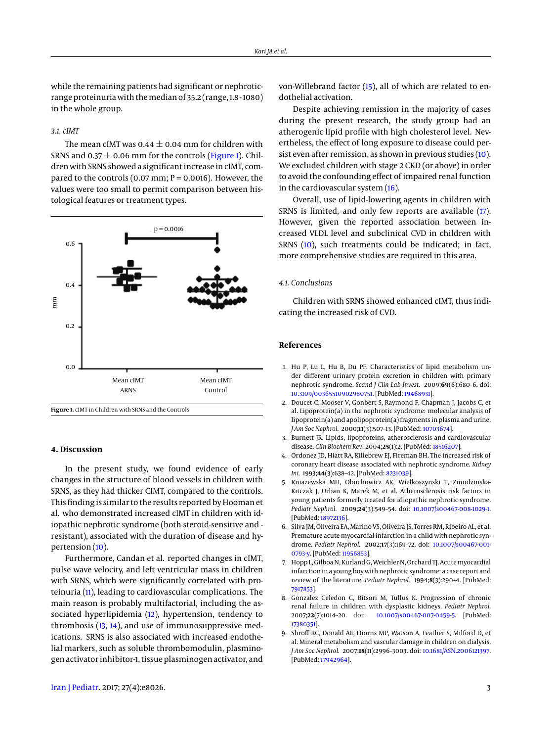while the remaining patients had significant or nephrotic-range proteinuria with the median of 35.2 (range, 1.8 - 1080) in the whole group.

### 3.1. cIMT

The mean cIMT was 0.44 ± 0.04 mm for children with SRNS and 0.37 ± 0.06 mm for the controls (Figure 1). Children with SRNS showed a significant increase in cIMT, compared to the controls (0.07 mm; P = 0.0016). However, the values were too small to permit comparison between histological features or treatment types.

**Figure 1.** cIMT in Children with SRNS and the Controls

## 4. Discussion

In the present study, we found evidence of early changes in the structure of blood vessels in children with SRNS, as they had thicker CIMT, compared to the controls. This finding is similar to the results reported by Hooman et al. who demonstrated increased cIMT in children with idiopathic nephrotic syndrome (both steroid-sensitive and - resistant), associated with the duration of disease and hypertension (10).

Furthermore, Candan et al. reported changes in cIMT, pulse wave velocity, and left ventricular mass in children with SRNS, which were significantly correlated with proteinuria (11), leading to cardiovascular complications. The main reason is probably multifactorial, including the associated hyperlipidemia (12), hypertension, tendency to thrombosis (13, 14), and use of immunosuppressive medications. SRNS is also associated with increased endothelial markers, such as soluble thrombomodulin, plasminogen activator inhibitor-1, tissue plasminogen activator, and von-Willebrand factor (15), all of which are related to endothelial activation.

Despite achieving remission in the majority of cases during the present research, the study group had an atherogenic lipid profile with high cholesterol level. Nevertheless, the effect of long exposure to disease could persist even after remission, as shown in previous studies (10). We excluded children with stage 2 CKD (or above) in order to avoid the confounding effect of impaired renal function in the cardiovascular system (16).

Overall, use of lipid-lowering agents in children with SRNS is limited, and only few reports are available (17). However, given the reported association between increased VLDL level and subclinical CVD in children with SRNS (10), such treatments could be indicated; in fact, more comprehensive studies are required in this area.

### 4.1. Conclusions

Children with SRNS showed enhanced cIMT, thus indicating the increased risk of CVD.

## References

1. Hu P, Lu L, Hu B, Du PF. Characteristics of lipid metabolism under different urinary protein excretion in children with primary nephrotic syndrome. *Scand J Clin Lab Invest.* 2009;**69**(6):680–6. doi: 10.3109/00365510902980751. [PubMed: 19468931].
2. Doucet C, Mooser V, Gonbert S, Raymond F, Chapman J, Jacobs C, et al. Lipoprotein(a) in the nephrotic syndrome: molecular analysis of lipoprotein(a) and apolipoprotein(a) fragments in plasma and urine. *J Am Soc Nephrol.* 2000;**11**(3):507–13. [PubMed: 10703674].
3. Burnett JR. Lipids, lipoproteins, atherosclerosis and cardiovascular disease. *Clin Biochem Rev.* 2004;**25**(1):2. [PubMed: 18516207].
4. Ordonez JD, Hiatt RA, Killebrew EJ, Fireman BH. The increased risk of coronary heart disease associated with nephrotic syndrome. *Kidney Int.* 1993;**44**(3):638–42. [PubMed: 8231039].
5. Kniazewska MH, Obuchowicz AK, Wielkoszynski T, Zmudzinska-Kitczak J, Urban K, Marek M, et al. Atherosclerosis risk factors in young patients formerly treated for idiopathic nephrotic syndrome. *Pediatr Nephrol.* 2009;**24**(3):549–54. doi: 10.1007/s00467-008-1029-1. [PubMed: 18972136].
6. Silva JM, Oliveira EA, Marino VS, Oliveira JS, Torres RM, Ribeiro AL, et al. Premature acute myocardial infarction in a child with nephrotic syndrome. *Pediatr Nephrol.* 2002;**17**(3):169–72. doi: 10.1007/s00467-001-0793-y. [PubMed: 11956853].
7. Hopp L, Gilboa N, Kurland G, Weichler N, Orchard TJ. Acute myocardial infarction in a young boy with nephrotic syndrome: a case report and review of the literature. *Pediatr Nephrol.* 1994;**8**(3):290–4. [PubMed: 7917853].
8. Gonzalez Celedon C, Bitsori M, Tullus K. Progression of chronic renal failure in children with dysplastic kidneys. *Pediatr Nephrol.* 2007;**22**(7):1014–20. doi: 10.1007/s00467-007-0459-5. [PubMed: 17380351].
9. Shroff RC, Donald AE, Hiorns MP, Watson A, Feather S, Milford D, et al. Mineral metabolism and vascular damage in children on dialysis. *J Am Soc Nephrol.* 2007;**18**(11):2996–3003. doi: 10.1681/ASN.2006121397. [PubMed: 17942964].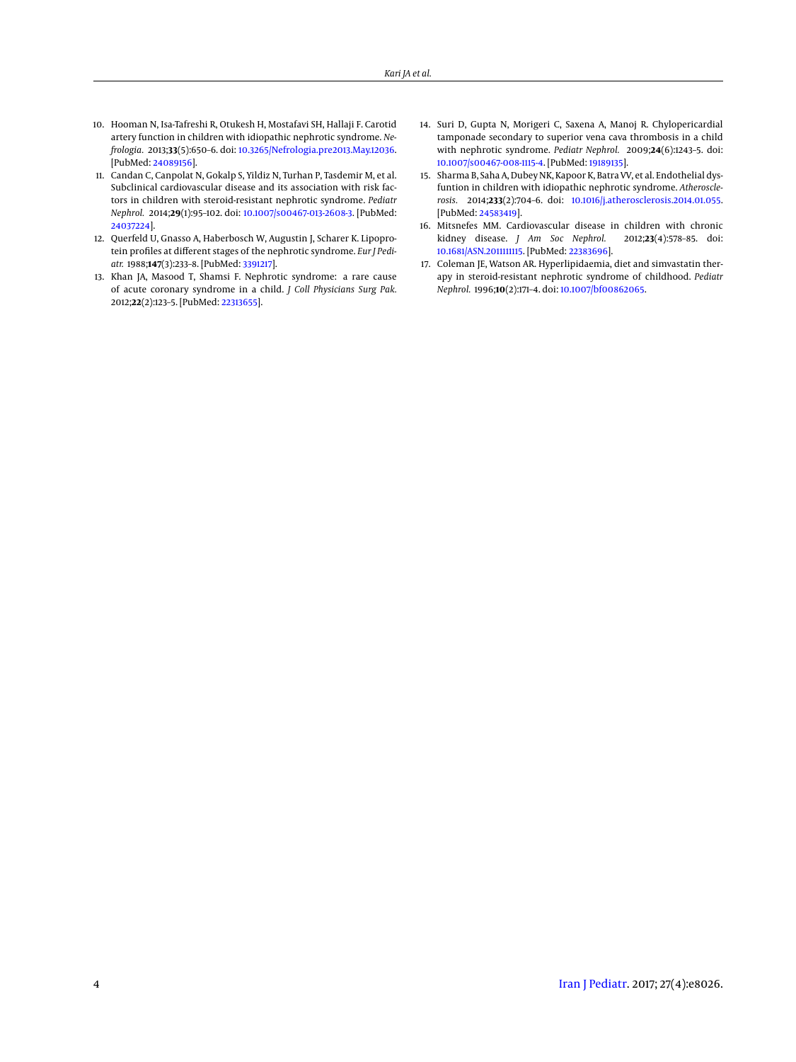10. Hooman N, Isa-Tafreshi R, Otukesh H, Mostafavi SH, Hallaji F. Carotid artery function in children with idiopathic nephrotic syndrome. *Nefrologia.* 2013;**33**(5):650–6. doi: 10.3265/Nefrologia.pre2013.May.12036. [PubMed: 24089156].
11. Candan C, Canpolat N, Gokalp S, Yildiz N, Turhan P, Tasdemir M, et al. Subclinical cardiovascular disease and its association with risk factors in children with steroid-resistant nephrotic syndrome. *Pediatr Nephrol.* 2014;**29**(1):95–102. doi: 10.1007/s00467-013-2608-3. [PubMed: 24037224].
12. Querfeld U, Gnasso A, Haberbosch W, Augustin J, Scharer K. Lipoprotein profiles at different stages of the nephrotic syndrome. *Eur J Pediatr.* 1988;**147**(3):233–8. [PubMed: 3391217].
13. Khan JA, Masood T, Shamsi F. Nephrotic syndrome: a rare cause of acute coronary syndrome in a child. *J Coll Physicians Surg Pak.* 2012;**22**(2):123–5. [PubMed: 22313655].
14. Suri D, Gupta N, Morigeri C, Saxena A, Manoj R. Chylopericardial tamponade secondary to superior vena cava thrombosis in a child with nephrotic syndrome. *Pediatr Nephrol.* 2009;**24**(6):1243–5. doi: 10.1007/s00467-008-1115-4. [PubMed: 19189135].
15. Sharma B, Saha A, Dubey NK, Kapoor K, Batra VV, et al. Endothelial dysfuntion in children with idiopathic nephrotic syndrome. *Atherosclerosis.* 2014;**233**(2):704–6. doi: 10.1016/j.atherosclerosis.2014.01.055. [PubMed: 24583419].
16. Mitsnefes MM. Cardiovascular disease in children with chronic kidney disease. *J Am Soc Nephrol.* 2012;**23**(4):578–85. doi: 10.1681/ASN.2011111115. [PubMed: 22383696].
17. Coleman JE, Watson AR. Hyperlipidaemia, diet and simvastatin therapy in steroid-resistant nephrotic syndrome of childhood. *Pediatr Nephrol.* 1996;**10**(2):171–4. doi: 10.1007/bf00862065.